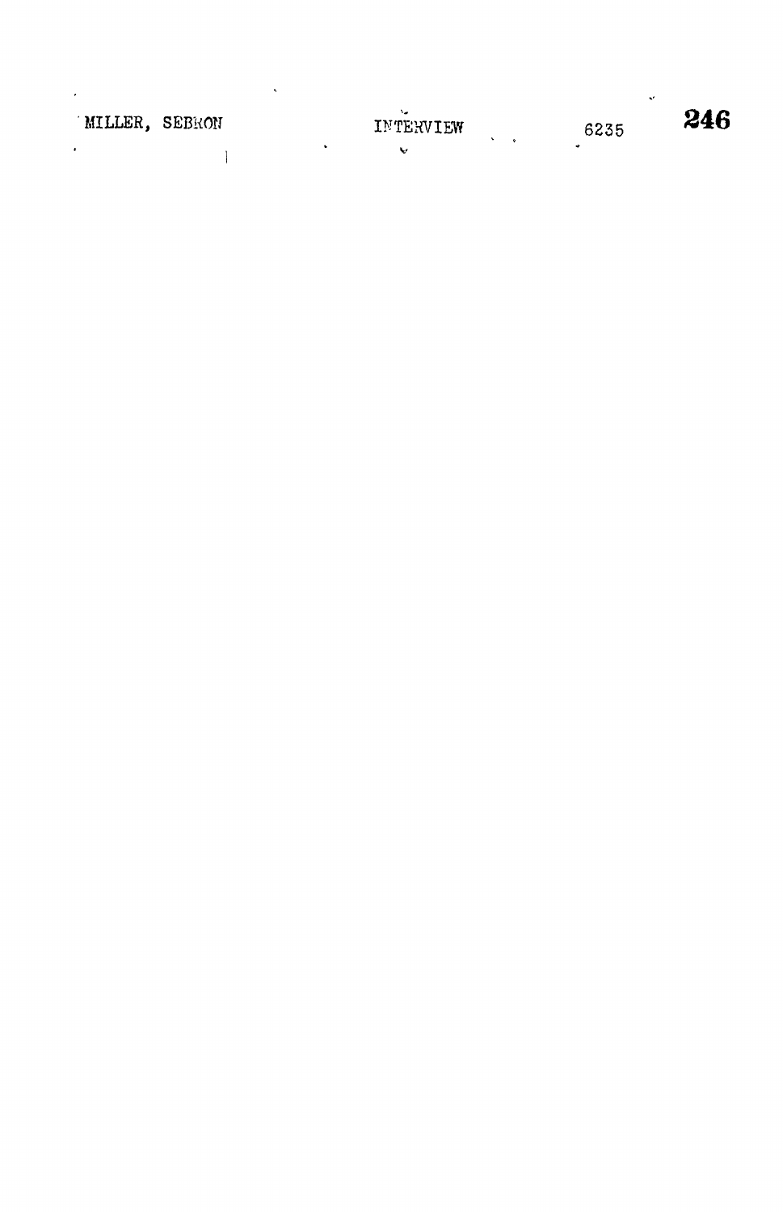MILLER, SEBRON INTERVIEW 6235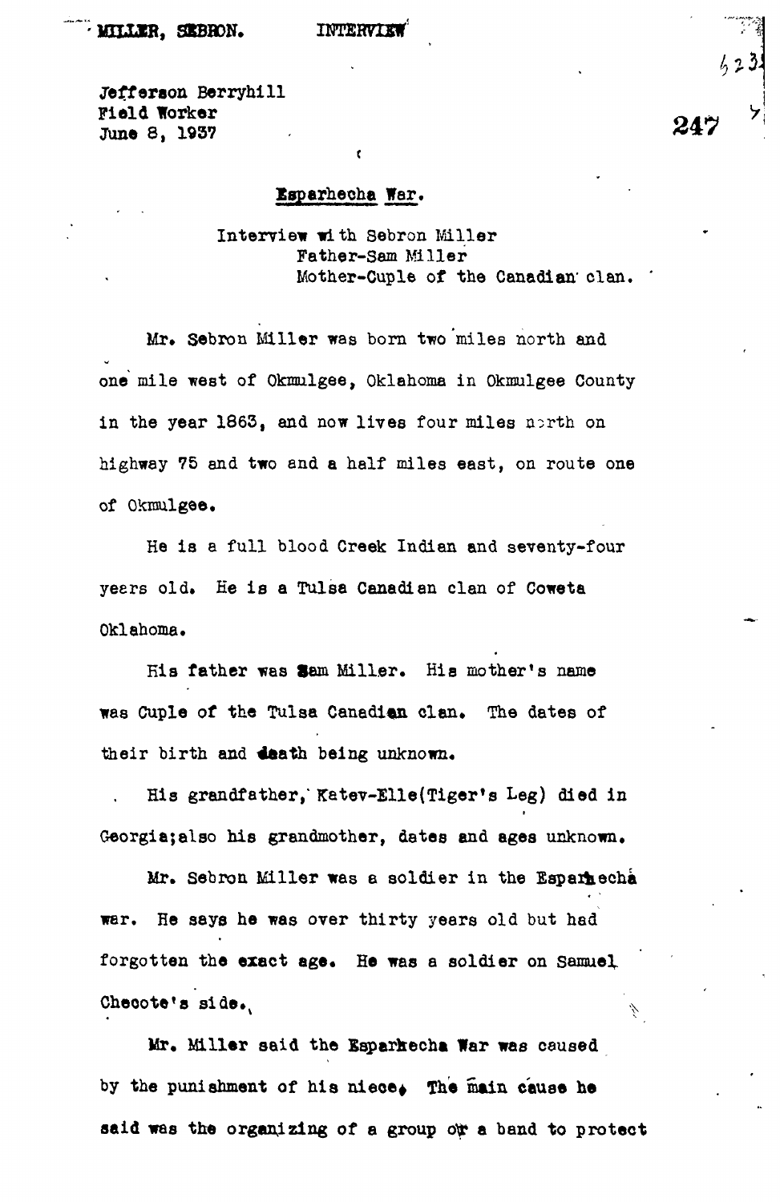MILLER, SEBRON. INTERVIEW

Jefferson Berryhill
Field Worker
June 8, 1937

## Esparhecha War.

Interview with Sebron Miller
Father-Sam Miller
Mother-Cuple of the Canadian clan.

Mr. Sebron Miller was born two miles north and one mile west of Okmulgee, Oklahoma in Okmulgee County in the year 1863, and now lives four miles north on highway 75 and two and a half miles east, on route one of Okmulgee.

He is a full blood Creek Indian and seventy-four years old. He is a Tulsa Canadian clan of Coweta Oklahoma.

His father was Sam Miller. His mother's name was Cuple of the Tulsa Canadian clan. The dates of their birth and death being unknown.

His grandfather, Katev-Elle(Tiger's Leg) died in Georgia;also his grandmother, dates and ages unknown.

Mr. Sebron Miller was a soldier in the Esparhecha war. He says he was over thirty years old but had forgotten the exact age. He was a soldier on Samuel Checote's side.

Mr. Miller said the Esparhecha War was caused by the punishment of his niece. The main cause he said was the organizing of a group or a band to protect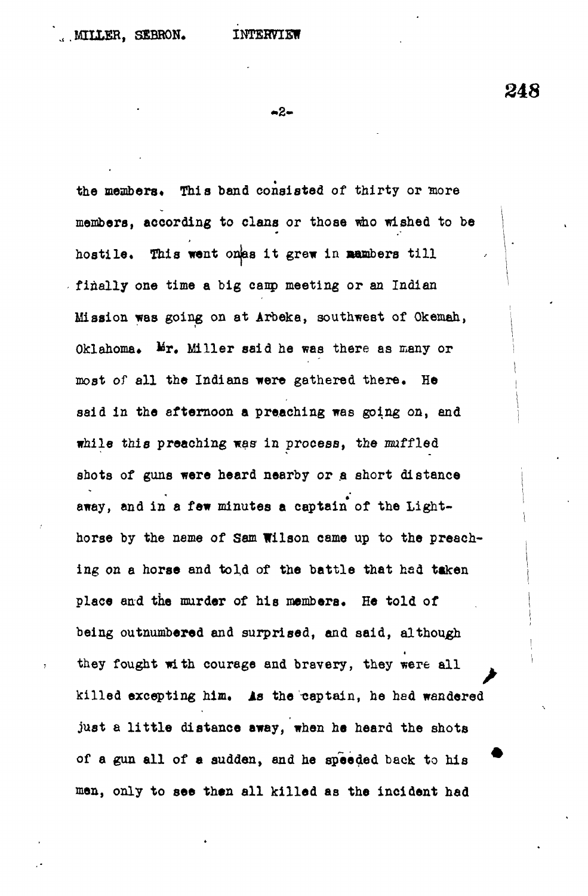the members. This band consisted of thirty or more members, according to clans or those who wished to be hostile. This went on as it grew in members till finally one time a big camp meeting or an Indian Mission was going on at Arbeka, southwest of Okemah, Oklahoma. Mr. Miller said he was there as many or most of all the Indians were gathered there. He said in the afternoon a preaching was going on, and while this preaching was in process, the muffled shots of guns were heard nearby or a short distance away, and in a few minutes a captain of the Lighthorse by the name of Sam Wilson came up to the preaching on a horse and told of the battle that had taken place and the murder of his members. He told of being outnumbered and surprised, and said, although they fought with courage and bravery, they were all killed excepting him. As the captain, he had wandered just a little distance away, when he heard the shots of a gun all of a sudden, and he speeded back to his men, only to see them all killed as the incident had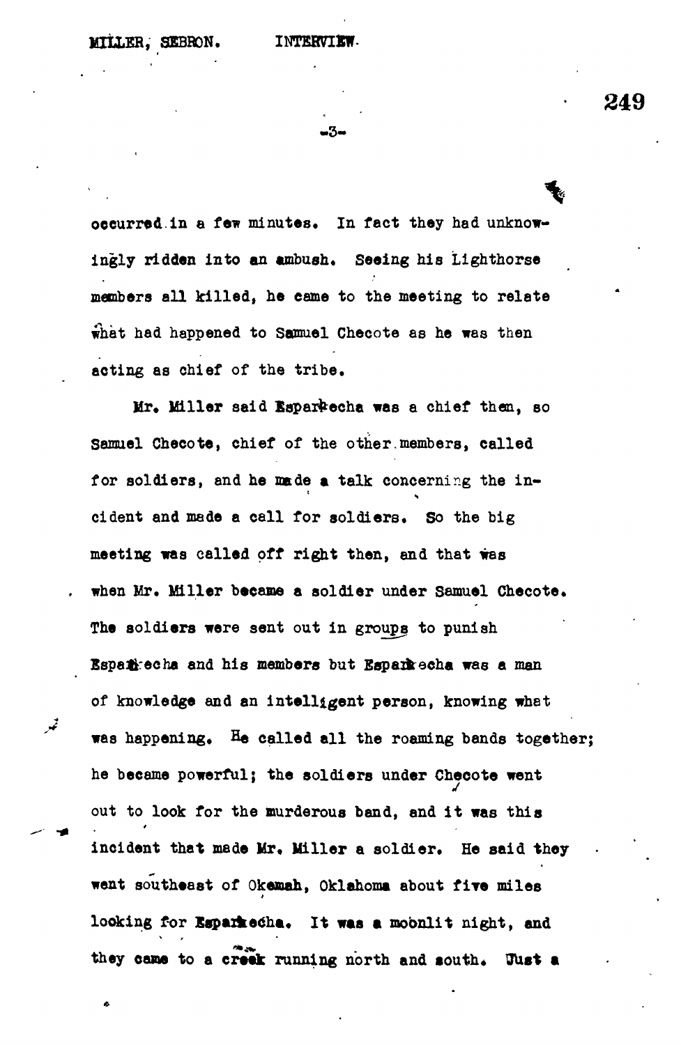occurred in a few minutes. In fact they had unknowingly ridden into an ambush. Seeing his Lighthorse members all killed, he came to the meeting to relate what had happened to Samuel Checote as he was then acting as chief of the tribe.

Mr. Miller said Esparhecha was a chief then, so Samuel Checote, chief of the other members, called for soldiers, and he made a talk concerning the incident and made a call for soldiers. So the big meeting was called off right then, and that was when Mr. Miller became a soldier under Samuel Checote. The soldiers were sent out in groups to punish Esparhecha and his members but Esparhecha was a man of knowledge and an intelligent person, knowing what was happening. He called all the roaming bands together; he became powerful; the soldiers under Checote went out to look for the murderous band, and it was this incident that made Mr. Miller a soldier. He said they went southeast of Okemah, Oklahoma about five miles looking for Esparhecha. It was a moonlit night, and they came to a creek running north and south. Just a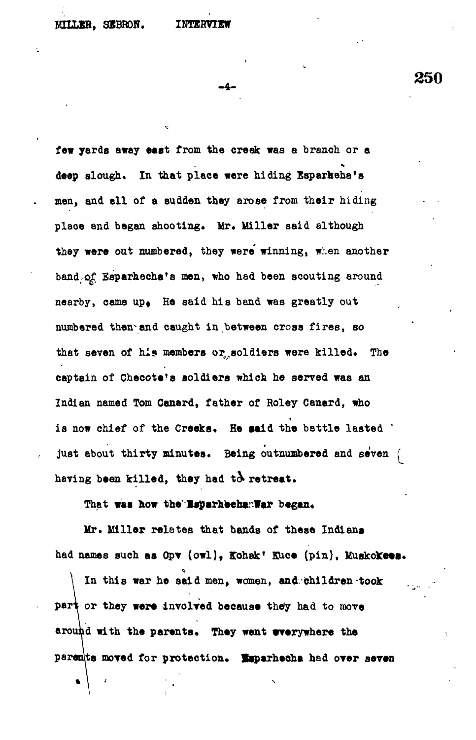few yards away east from the creek was a branch or a deep slough. In that place were hiding Esparkeha's men, and all of a sudden they arose from their hiding place and began shooting. Mr. Miller said although they were out numbered, they were winning, when another band of Esparhecha's men, who had been scouting around nearby, came up. He said his band was greatly out numbered then and caught in between cross fires, so that seven of his members or soldiers were killed. The captain of Checote's soldiers which he served was an Indian named Tom Canard, father of Roley Canard, who is now chief of the Creeks. He said the battle lasted just about thirty minutes. Being outnumbered and seven having been killed, they had to retreat.

That was how the Esparhecha War began.

Mr. Miller relates that bands of these Indians had names such as Opv (owl), Kohak' Kuce (pin), Muskokees.

In this war he said men, women, and children took part or they were involved because they had to move around with the parents. They went everywhere the parents moved for protection. Esparhecha had over seven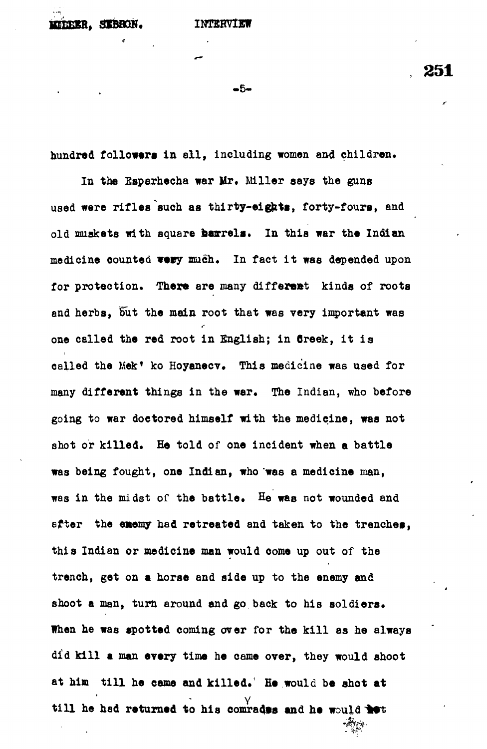hundred followers in all, including women and children.

In the Esparhecha war Mr. Miller says the guns used were rifles such as thirty-eights, forty-fours, and old muskets with square barrels. In this war the Indian medicine counted very much. In fact it was depended upon for protection. There are many different kinds of roots and herbs, but the main root that was very important was one called the red root in English; in Creek, it is called the Mek' ko Hoyanecv. This medicine was used for many different things in the war. The Indian, who before going to war doctored himself with the medicine, was not shot or killed. He told of one incident when a battle was being fought, one Indian, who was a medicine man, was in the midst of the battle. He was not wounded and after the enemy had retreated and taken to the trenches, this Indian or medicine man would come up out of the trench, get on a horse and side up to the enemy and shoot a man, turn around and go back to his soldiers. When he was spotted coming over for the kill as he always did kill a man every time he came over, they would shoot at him till he came and killed. He would be shot at till he had returned to his comrades and he would not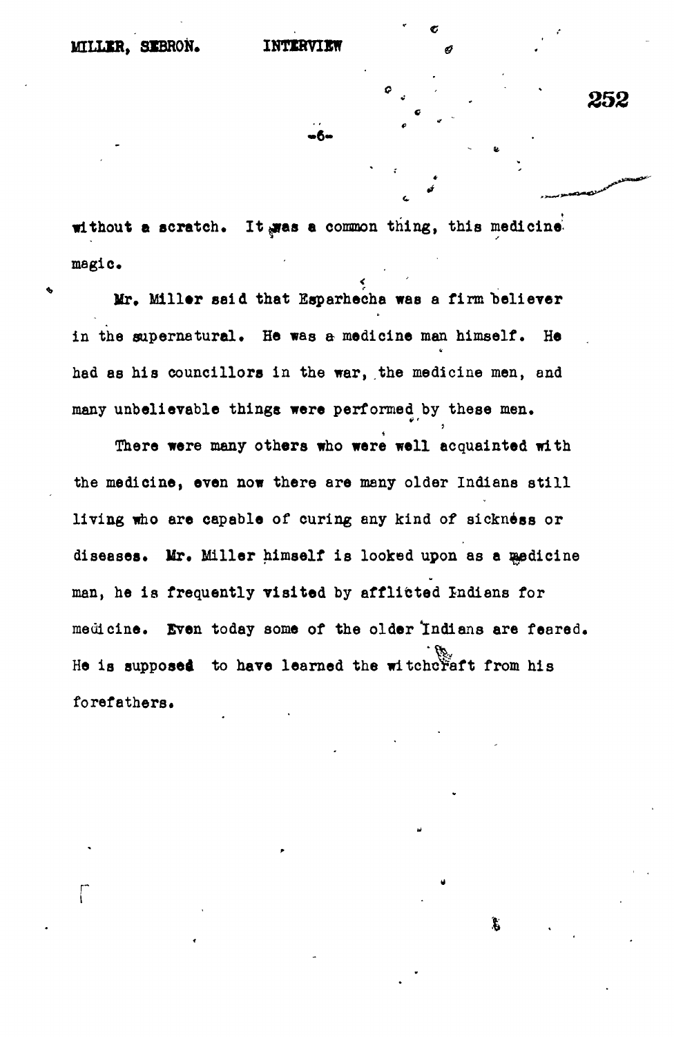without a scratch. It was a common thing, this medicine magic.

Mr. Miller said that Esparhecha was a firm believer in the supernatural. He was a medicine man himself. He had as his councillors in the war, the medicine men, and many unbelievable things were performed by these men.

There were many others who were well acquainted with the medicine, even now there are many older Indians still living who are capable of curing any kind of sickness or diseases. Mr. Miller himself is looked upon as a medicine man, he is frequently visited by afflicted Indians for medicine. Even today some of the older Indians are feared. He is supposed to have learned the witchcraft from his forefathers.